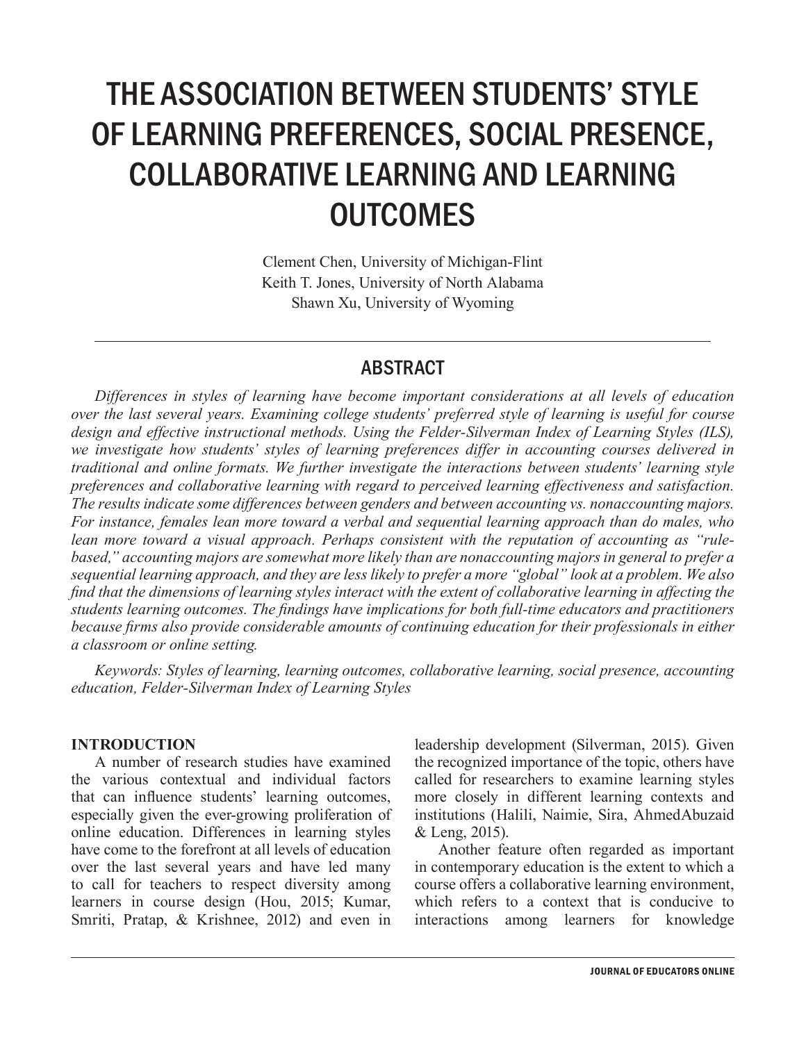# THE ASSOCIATION BETWEEN STUDENTS' STYLE OF LEARNING PREFERENCES, SOCIAL PRESENCE, COLLABORATIVE LEARNING AND LEARNING OUTCOMES

Clement Chen, University of Michigan-Flint
Keith T. Jones, University of North Alabama
Shawn Xu, University of Wyoming

## ABSTRACT

*Differences in styles of learning have become important considerations at all levels of education over the last several years. Examining college students' preferred style of learning is useful for course design and effective instructional methods. Using the Felder-Silverman Index of Learning Styles (ILS), we investigate how students' styles of learning preferences differ in accounting courses delivered in traditional and online formats. We further investigate the interactions between students' learning style preferences and collaborative learning with regard to perceived learning effectiveness and satisfaction. The results indicate some differences between genders and between accounting vs. nonaccounting majors. For instance, females lean more toward a verbal and sequential learning approach than do males, who lean more toward a visual approach. Perhaps consistent with the reputation of accounting as "rule-based," accounting majors are somewhat more likely than are nonaccounting majors in general to prefer a sequential learning approach, and they are less likely to prefer a more "global" look at a problem. We also find that the dimensions of learning styles interact with the extent of collaborative learning in affecting the students learning outcomes. The findings have implications for both full-time educators and practitioners because firms also provide considerable amounts of continuing education for their professionals in either a classroom or online setting.*

*Keywords: Styles of learning, learning outcomes, collaborative learning, social presence, accounting education, Felder-Silverman Index of Learning Styles*

**INTRODUCTION**

A number of research studies have examined the various contextual and individual factors that can influence students' learning outcomes, especially given the ever-growing proliferation of online education. Differences in learning styles have come to the forefront at all levels of education over the last several years and have led many to call for teachers to respect diversity among learners in course design (Hou, 2015; Kumar, Smriti, Pratap, & Krishnee, 2012) and even in leadership development (Silverman, 2015). Given the recognized importance of the topic, others have called for researchers to examine learning styles more closely in different learning contexts and institutions (Halili, Naimie, Sira, AhmedAbuzaid & Leng, 2015).

Another feature often regarded as important in contemporary education is the extent to which a course offers a collaborative learning environment, which refers to a context that is conducive to interactions among learners for knowledge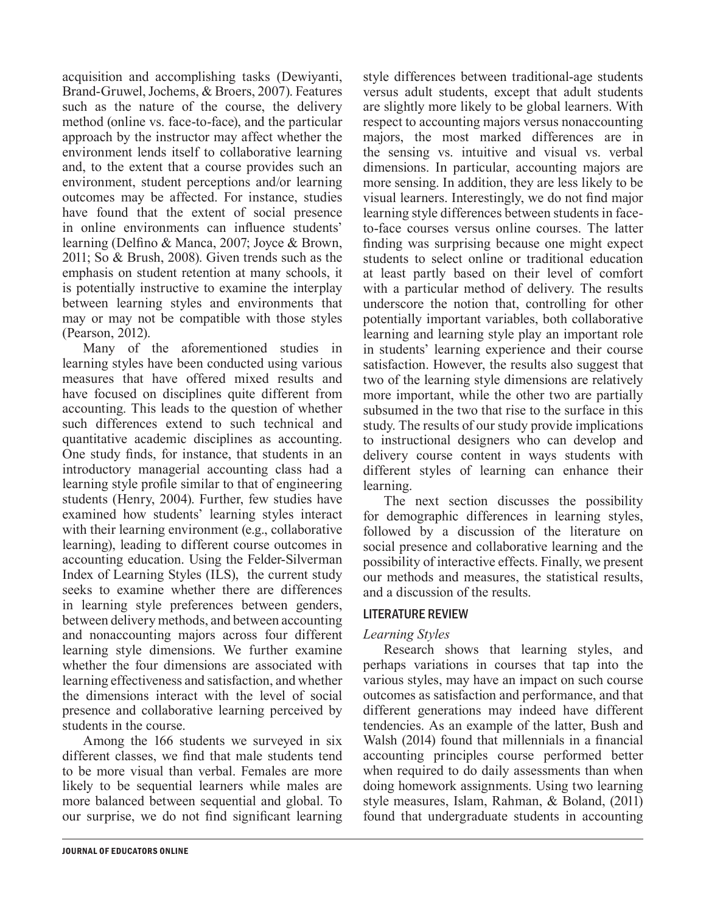acquisition and accomplishing tasks (Dewiyanti, Brand-Gruwel, Jochems, & Broers, 2007). Features such as the nature of the course, the delivery method (online vs. face-to-face), and the particular approach by the instructor may affect whether the environment lends itself to collaborative learning and, to the extent that a course provides such an environment, student perceptions and/or learning outcomes may be affected. For instance, studies have found that the extent of social presence in online environments can influence students' learning (Delfino & Manca, 2007; Joyce & Brown, 2011; So & Brush, 2008). Given trends such as the emphasis on student retention at many schools, it is potentially instructive to examine the interplay between learning styles and environments that may or may not be compatible with those styles (Pearson, 2012).

Many of the aforementioned studies in learning styles have been conducted using various measures that have offered mixed results and have focused on disciplines quite different from accounting. This leads to the question of whether such differences extend to such technical and quantitative academic disciplines as accounting. One study finds, for instance, that students in an introductory managerial accounting class had a learning style profile similar to that of engineering students (Henry, 2004). Further, few studies have examined how students' learning styles interact with their learning environment (e.g., collaborative learning), leading to different course outcomes in accounting education. Using the Felder-Silverman Index of Learning Styles (ILS), the current study seeks to examine whether there are differences in learning style preferences between genders, between delivery methods, and between accounting and nonaccounting majors across four different learning style dimensions. We further examine whether the four dimensions are associated with learning effectiveness and satisfaction, and whether the dimensions interact with the level of social presence and collaborative learning perceived by students in the course.

Among the 166 students we surveyed in six different classes, we find that male students tend to be more visual than verbal. Females are more likely to be sequential learners while males are more balanced between sequential and global. To our surprise, we do not find significant learning style differences between traditional-age students versus adult students, except that adult students are slightly more likely to be global learners. With respect to accounting majors versus nonaccounting majors, the most marked differences are in the sensing vs. intuitive and visual vs. verbal dimensions. In particular, accounting majors are more sensing. In addition, they are less likely to be visual learners. Interestingly, we do not find major learning style differences between students in face-to-face courses versus online courses. The latter finding was surprising because one might expect students to select online or traditional education at least partly based on their level of comfort with a particular method of delivery. The results underscore the notion that, controlling for other potentially important variables, both collaborative learning and learning style play an important role in students' learning experience and their course satisfaction. However, the results also suggest that two of the learning style dimensions are relatively more important, while the other two are partially subsumed in the two that rise to the surface in this study. The results of our study provide implications to instructional designers who can develop and delivery course content in ways students with different styles of learning can enhance their learning.

The next section discusses the possibility for demographic differences in learning styles, followed by a discussion of the literature on social presence and collaborative learning and the possibility of interactive effects. Finally, we present our methods and measures, the statistical results, and a discussion of the results.

## LITERATURE REVIEW

### *Learning Styles*

Research shows that learning styles, and perhaps variations in courses that tap into the various styles, may have an impact on such course outcomes as satisfaction and performance, and that different generations may indeed have different tendencies. As an example of the latter, Bush and Walsh (2014) found that millennials in a financial accounting principles course performed better when required to do daily assessments than when doing homework assignments. Using two learning style measures, Islam, Rahman, & Boland, (2011) found that undergraduate students in accounting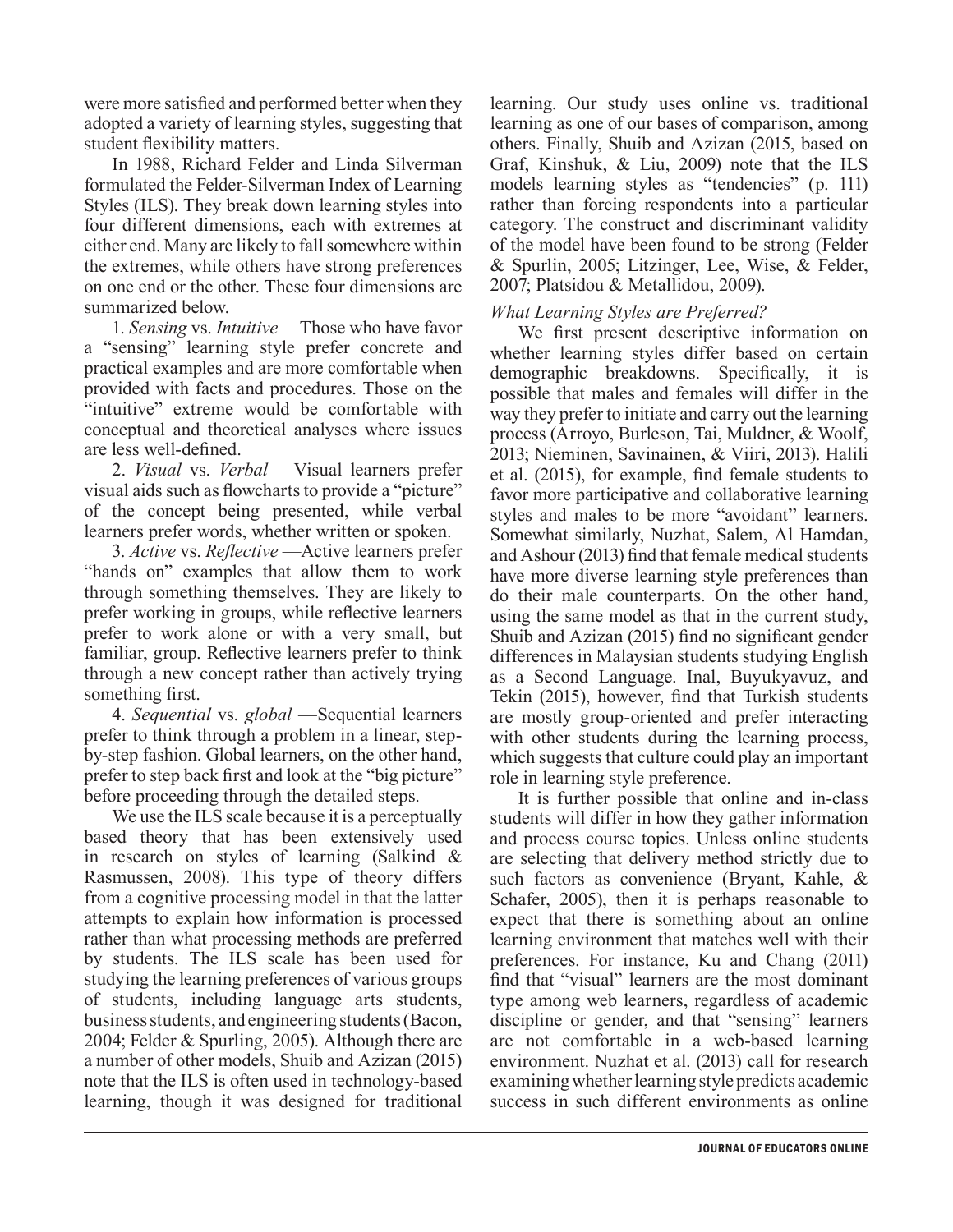were more satisfied and performed better when they adopted a variety of learning styles, suggesting that student flexibility matters.

In 1988, Richard Felder and Linda Silverman formulated the Felder-Silverman Index of Learning Styles (ILS). They break down learning styles into four different dimensions, each with extremes at either end. Many are likely to fall somewhere within the extremes, while others have strong preferences on one end or the other. These four dimensions are summarized below.

1. *Sensing* vs. *Intuitive* —Those who have favor a "sensing" learning style prefer concrete and practical examples and are more comfortable when provided with facts and procedures. Those on the "intuitive" extreme would be comfortable with conceptual and theoretical analyses where issues are less well-defined.

2. *Visual* vs. *Verbal* —Visual learners prefer visual aids such as flowcharts to provide a "picture" of the concept being presented, while verbal learners prefer words, whether written or spoken.

3. *Active* vs. *Reflective* —Active learners prefer "hands on" examples that allow them to work through something themselves. They are likely to prefer working in groups, while reflective learners prefer to work alone or with a very small, but familiar, group. Reflective learners prefer to think through a new concept rather than actively trying something first.

4. *Sequential* vs. *global* —Sequential learners prefer to think through a problem in a linear, step-by-step fashion. Global learners, on the other hand, prefer to step back first and look at the "big picture" before proceeding through the detailed steps.

We use the ILS scale because it is a perceptually based theory that has been extensively used in research on styles of learning (Salkind & Rasmussen, 2008). This type of theory differs from a cognitive processing model in that the latter attempts to explain how information is processed rather than what processing methods are preferred by students. The ILS scale has been used for studying the learning preferences of various groups of students, including language arts students, business students, and engineering students (Bacon, 2004; Felder & Spurling, 2005). Although there are a number of other models, Shuib and Azizan (2015) note that the ILS is often used in technology-based learning, though it was designed for traditional learning. Our study uses online vs. traditional learning as one of our bases of comparison, among others. Finally, Shuib and Azizan (2015, based on Graf, Kinshuk, & Liu, 2009) note that the ILS models learning styles as "tendencies" (p. 111) rather than forcing respondents into a particular category. The construct and discriminant validity of the model have been found to be strong (Felder & Spurlin, 2005; Litzinger, Lee, Wise, & Felder, 2007; Platsidou & Metallidou, 2009).

*What Learning Styles are Preferred?*

We first present descriptive information on whether learning styles differ based on certain demographic breakdowns. Specifically, it is possible that males and females will differ in the way they prefer to initiate and carry out the learning process (Arroyo, Burleson, Tai, Muldner, & Woolf, 2013; Nieminen, Savinainen, & Viiri, 2013). Halili et al. (2015), for example, find female students to favor more participative and collaborative learning styles and males to be more "avoidant" learners. Somewhat similarly, Nuzhat, Salem, Al Hamdan, and Ashour (2013) find that female medical students have more diverse learning style preferences than do their male counterparts. On the other hand, using the same model as that in the current study, Shuib and Azizan (2015) find no significant gender differences in Malaysian students studying English as a Second Language. Inal, Buyukyavuz, and Tekin (2015), however, find that Turkish students are mostly group-oriented and prefer interacting with other students during the learning process, which suggests that culture could play an important role in learning style preference.

It is further possible that online and in-class students will differ in how they gather information and process course topics. Unless online students are selecting that delivery method strictly due to such factors as convenience (Bryant, Kahle, & Schafer, 2005), then it is perhaps reasonable to expect that there is something about an online learning environment that matches well with their preferences. For instance, Ku and Chang (2011) find that "visual" learners are the most dominant type among web learners, regardless of academic discipline or gender, and that "sensing" learners are not comfortable in a web-based learning environment. Nuzhat et al. (2013) call for research examining whether learning style predicts academic success in such different environments as online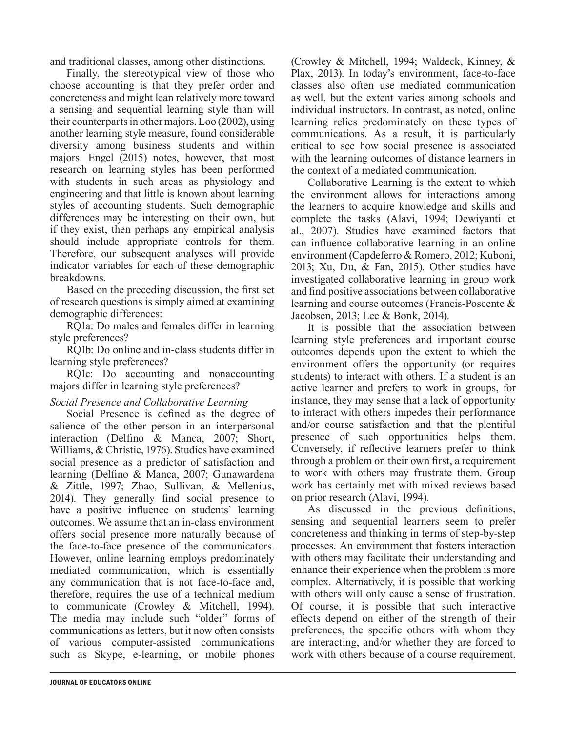and traditional classes, among other distinctions.

Finally, the stereotypical view of those who choose accounting is that they prefer order and concreteness and might lean relatively more toward a sensing and sequential learning style than will their counterparts in other majors. Loo (2002), using another learning style measure, found considerable diversity among business students and within majors. Engel (2015) notes, however, that most research on learning styles has been performed with students in such areas as physiology and engineering and that little is known about learning styles of accounting students. Such demographic differences may be interesting on their own, but if they exist, then perhaps any empirical analysis should include appropriate controls for them. Therefore, our subsequent analyses will provide indicator variables for each of these demographic breakdowns.

Based on the preceding discussion, the first set of research questions is simply aimed at examining demographic differences:

RQ1a: Do males and females differ in learning style preferences?

RQ1b: Do online and in-class students differ in learning style preferences?

RQ1c: Do accounting and nonaccounting majors differ in learning style preferences?

*Social Presence and Collaborative Learning*

Social Presence is defined as the degree of salience of the other person in an interpersonal interaction (Delfino & Manca, 2007; Short, Williams, & Christie, 1976). Studies have examined social presence as a predictor of satisfaction and learning (Delfino & Manca, 2007; Gunawardena & Zittle, 1997; Zhao, Sullivan, & Mellenius, 2014). They generally find social presence to have a positive influence on students' learning outcomes. We assume that an in-class environment offers social presence more naturally because of the face-to-face presence of the communicators. However, online learning employs predominately mediated communication, which is essentially any communication that is not face-to-face and, therefore, requires the use of a technical medium to communicate (Crowley & Mitchell, 1994). The media may include such "older" forms of communications as letters, but it now often consists of various computer-assisted communications such as Skype, e-learning, or mobile phones (Crowley & Mitchell, 1994; Waldeck, Kinney, & Plax, 2013). In today's environment, face-to-face classes also often use mediated communication as well, but the extent varies among schools and individual instructors. In contrast, as noted, online learning relies predominately on these types of communications. As a result, it is particularly critical to see how social presence is associated with the learning outcomes of distance learners in the context of a mediated communication.

Collaborative Learning is the extent to which the environment allows for interactions among the learners to acquire knowledge and skills and complete the tasks (Alavi, 1994; Dewiyanti et al., 2007). Studies have examined factors that can influence collaborative learning in an online environment (Capdeferro & Romero, 2012; Kuboni, 2013; Xu, Du, & Fan, 2015). Other studies have investigated collaborative learning in group work and find positive associations between collaborative learning and course outcomes (Francis-Poscente & Jacobsen, 2013; Lee & Bonk, 2014).

It is possible that the association between learning style preferences and important course outcomes depends upon the extent to which the environment offers the opportunity (or requires students) to interact with others. If a student is an active learner and prefers to work in groups, for instance, they may sense that a lack of opportunity to interact with others impedes their performance and/or course satisfaction and that the plentiful presence of such opportunities helps them. Conversely, if reflective learners prefer to think through a problem on their own first, a requirement to work with others may frustrate them. Group work has certainly met with mixed reviews based on prior research (Alavi, 1994).

As discussed in the previous definitions, sensing and sequential learners seem to prefer concreteness and thinking in terms of step-by-step processes. An environment that fosters interaction with others may facilitate their understanding and enhance their experience when the problem is more complex. Alternatively, it is possible that working with others will only cause a sense of frustration. Of course, it is possible that such interactive effects depend on either of the strength of their preferences, the specific others with whom they are interacting, and/or whether they are forced to work with others because of a course requirement.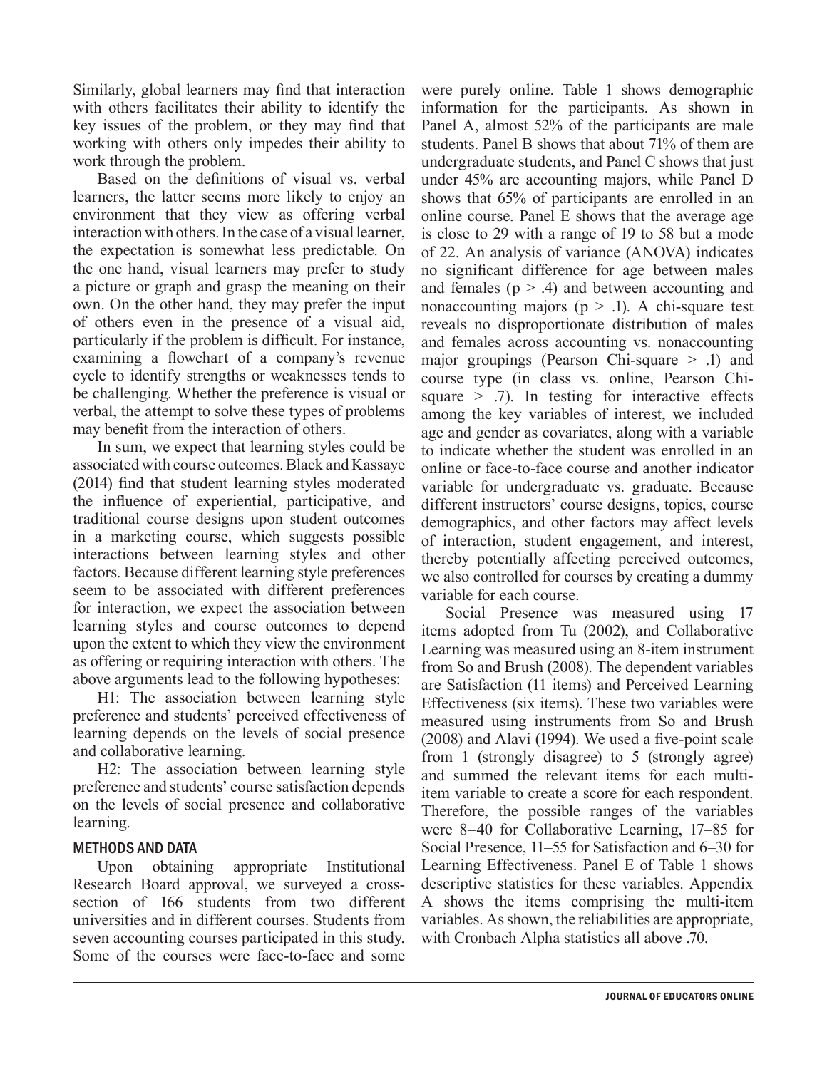Similarly, global learners may find that interaction with others facilitates their ability to identify the key issues of the problem, or they may find that working with others only impedes their ability to work through the problem.

Based on the definitions of visual vs. verbal learners, the latter seems more likely to enjoy an environment that they view as offering verbal interaction with others. In the case of a visual learner, the expectation is somewhat less predictable. On the one hand, visual learners may prefer to study a picture or graph and grasp the meaning on their own. On the other hand, they may prefer the input of others even in the presence of a visual aid, particularly if the problem is difficult. For instance, examining a flowchart of a company's revenue cycle to identify strengths or weaknesses tends to be challenging. Whether the preference is visual or verbal, the attempt to solve these types of problems may benefit from the interaction of others.

In sum, we expect that learning styles could be associated with course outcomes. Black and Kassaye (2014) find that student learning styles moderated the influence of experiential, participative, and traditional course designs upon student outcomes in a marketing course, which suggests possible interactions between learning styles and other factors. Because different learning style preferences seem to be associated with different preferences for interaction, we expect the association between learning styles and course outcomes to depend upon the extent to which they view the environment as offering or requiring interaction with others. The above arguments lead to the following hypotheses:

H1: The association between learning style preference and students' perceived effectiveness of learning depends on the levels of social presence and collaborative learning.

H2: The association between learning style preference and students' course satisfaction depends on the levels of social presence and collaborative learning.

## METHODS AND DATA

Upon obtaining appropriate Institutional Research Board approval, we surveyed a cross-section of 166 students from two different universities and in different courses. Students from seven accounting courses participated in this study. Some of the courses were face-to-face and some were purely online. Table 1 shows demographic information for the participants. As shown in Panel A, almost 52% of the participants are male students. Panel B shows that about 71% of them are undergraduate students, and Panel C shows that just under 45% are accounting majors, while Panel D shows that 65% of participants are enrolled in an online course. Panel E shows that the average age is close to 29 with a range of 19 to 58 but a mode of 22. An analysis of variance (ANOVA) indicates no significant difference for age between males and females ($p > .4$) and between accounting and nonaccounting majors ($p > .1$). A chi-square test reveals no disproportionate distribution of males and females across accounting vs. nonaccounting major groupings (Pearson Chi-square $> .1$) and course type (in class vs. online, Pearson Chi-square $> .7$). In testing for interactive effects among the key variables of interest, we included age and gender as covariates, along with a variable to indicate whether the student was enrolled in an online or face-to-face course and another indicator variable for undergraduate vs. graduate. Because different instructors' course designs, topics, course demographics, and other factors may affect levels of interaction, student engagement, and interest, thereby potentially affecting perceived outcomes, we also controlled for courses by creating a dummy variable for each course.

Social Presence was measured using 17 items adopted from Tu (2002), and Collaborative Learning was measured using an 8-item instrument from So and Brush (2008). The dependent variables are Satisfaction (11 items) and Perceived Learning Effectiveness (six items). These two variables were measured using instruments from So and Brush (2008) and Alavi (1994). We used a five-point scale from 1 (strongly disagree) to 5 (strongly agree) and summed the relevant items for each multi-item variable to create a score for each respondent. Therefore, the possible ranges of the variables were 8–40 for Collaborative Learning, 17–85 for Social Presence, 11–55 for Satisfaction and 6–30 for Learning Effectiveness. Panel E of Table 1 shows descriptive statistics for these variables. Appendix A shows the items comprising the multi-item variables. As shown, the reliabilities are appropriate, with Cronbach Alpha statistics all above .70.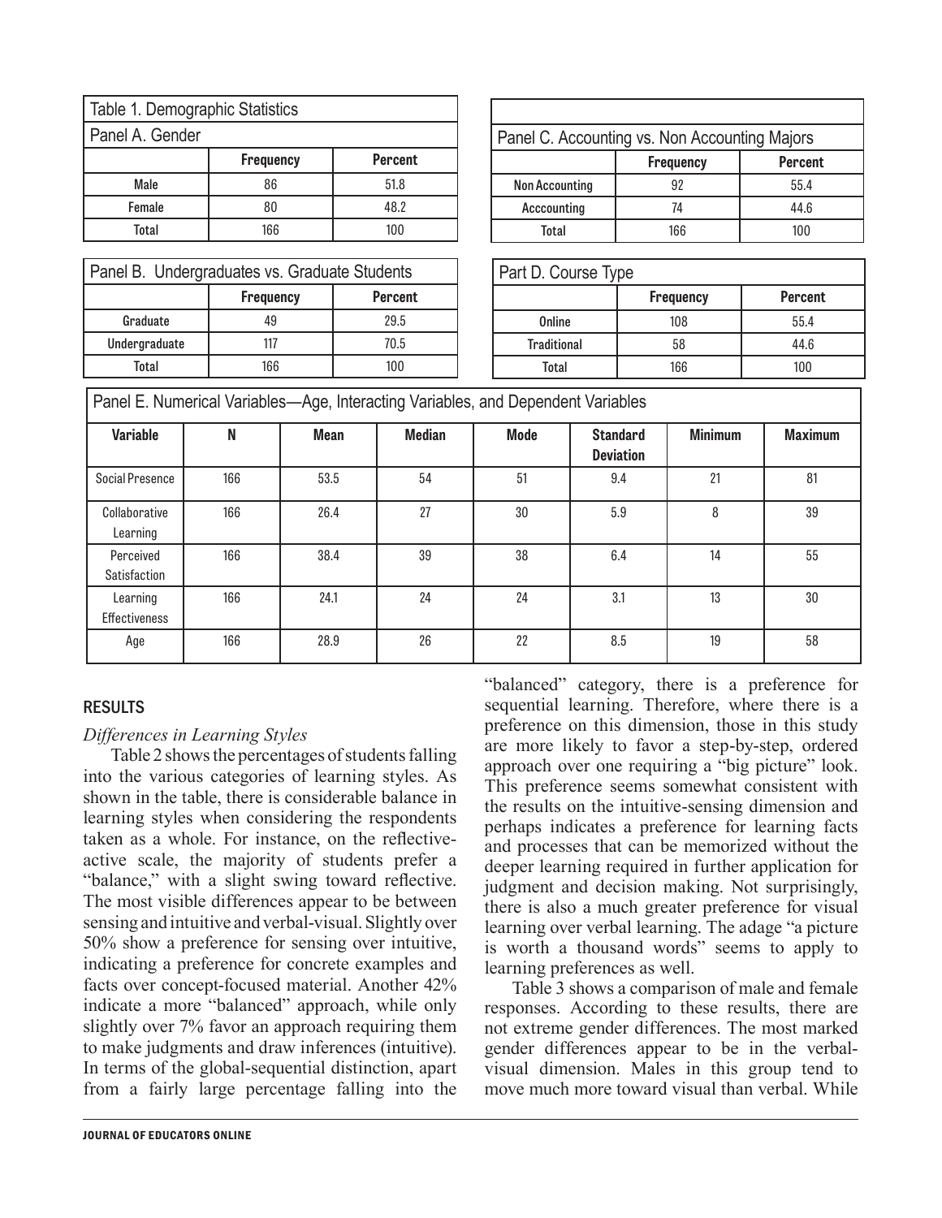| Table 1. Demographic Statistics | | |
|---|---|---|
| Panel A. Gender | | |
| | **Frequency** | **Percent** |
| Male | 86 | 51.8 |
| Female | 80 | 48.2 |
| Total | 166 | 100 |

| Panel B. Undergraduates vs. Graduate Students | | |
|---|---|---|
| | **Frequency** | **Percent** |
| Graduate | 49 | 29.5 |
| Undergraduate | 117 | 70.5 |
| Total | 166 | 100 |

| Panel C. Accounting vs. Non Accounting Majors | | |
|---|---|---|
| | **Frequency** | **Percent** |
| Non Accounting | 92 | 55.4 |
| Acccounting | 74 | 44.6 |
| Total | 166 | 100 |

| Part D. Course Type | | |
|---|---|---|
| | **Frequency** | **Percent** |
| Online | 108 | 55.4 |
| Traditional | 58 | 44.6 |
| Total | 166 | 100 |

| Panel E. Numerical Variables—Age, Interacting Variables, and Dependent Variables | | | | | | | |
|---|---|---|---|---|---|---|---|
| **Variable** | **N** | **Mean** | **Median** | **Mode** | **Standard Deviation** | **Minimum** | **Maximum** |
| Social Presence | 166 | 53.5 | 54 | 51 | 9.4 | 21 | 81 |
| Collaborative Learning | 166 | 26.4 | 27 | 30 | 5.9 | 8 | 39 |
| Perceived Satisfaction | 166 | 38.4 | 39 | 38 | 6.4 | 14 | 55 |
| Learning Effectiveness | 166 | 24.1 | 24 | 24 | 3.1 | 13 | 30 |
| Age | 166 | 28.9 | 26 | 22 | 8.5 | 19 | 58 |

## RESULTS

### *Differences in Learning Styles*

Table 2 shows the percentages of students falling into the various categories of learning styles. As shown in the table, there is considerable balance in learning styles when considering the respondents taken as a whole. For instance, on the reflective-active scale, the majority of students prefer a "balance," with a slight swing toward reflective. The most visible differences appear to be between sensing and intuitive and verbal-visual. Slightly over 50% show a preference for sensing over intuitive, indicating a preference for concrete examples and facts over concept-focused material. Another 42% indicate a more "balanced" approach, while only slightly over 7% favor an approach requiring them to make judgments and draw inferences (intuitive). In terms of the global-sequential distinction, apart from a fairly large percentage falling into the "balanced" category, there is a preference for sequential learning. Therefore, where there is a preference on this dimension, those in this study are more likely to favor a step-by-step, ordered approach over one requiring a "big picture" look. This preference seems somewhat consistent with the results on the intuitive-sensing dimension and perhaps indicates a preference for learning facts and processes that can be memorized without the deeper learning required in further application for judgment and decision making. Not surprisingly, there is also a much greater preference for visual learning over verbal learning. The adage "a picture is worth a thousand words" seems to apply to learning preferences as well.

Table 3 shows a comparison of male and female responses. According to these results, there are not extreme gender differences. The most marked gender differences appear to be in the verbal-visual dimension. Males in this group tend to move much more toward visual than verbal. While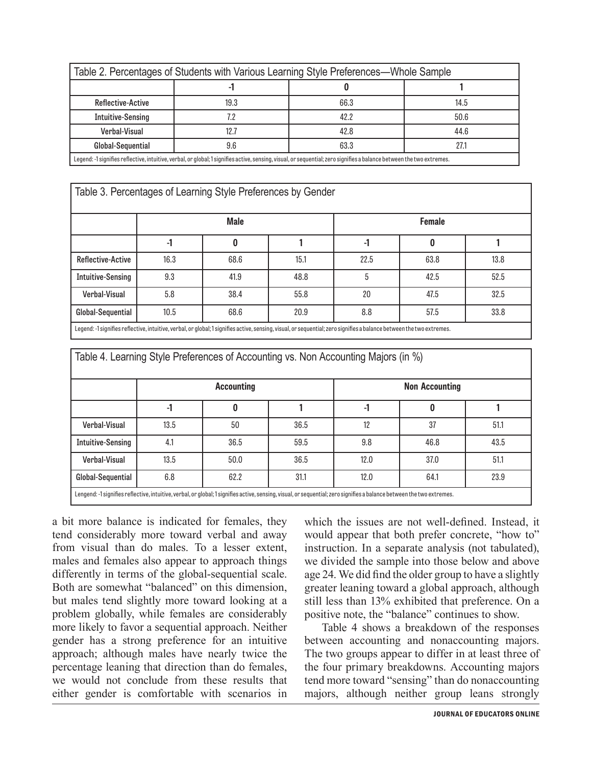| Table 2. Percentages of Students with Various Learning Style Preferences—Whole Sample | | | |
|---|---|---|---|
| | -1 | 0 | 1 |
| Reflective-Active | 19.3 | 66.3 | 14.5 |
| Intuitive-Sensing | 7.2 | 42.2 | 50.6 |
| Verbal-Visual | 12.7 | 42.8 | 44.6 |
| Global-Sequential | 9.6 | 63.3 | 27.1 |

Legend: -1 signifies reflective, intuitive, verbal, or global; 1 signifies active, sensing, visual, or sequential; zero signifies a balance between the two extremes.

Table 3. Percentages of Learning Style Preferences by Gender

| | Male | | | Female | | |
|---|---|---|---|---|---|---|
| | -1 | 0 | 1 | -1 | 0 | 1 |
| Reflective-Active | 16.3 | 68.6 | 15.1 | 22.5 | 63.8 | 13.8 |
| Intuitive-Sensing | 9.3 | 41.9 | 48.8 | 5 | 42.5 | 52.5 |
| Verbal-Visual | 5.8 | 38.4 | 55.8 | 20 | 47.5 | 32.5 |
| Global-Sequential | 10.5 | 68.6 | 20.9 | 8.8 | 57.5 | 33.8 |

Legend: -1 signifies reflective, intuitive, verbal, or global; 1 signifies active, sensing, visual, or sequential; zero signifies a balance between the two extremes.

Table 4. Learning Style Preferences of Accounting vs. Non Accounting Majors (in %)

| | Accounting | | | Non Accounting | | |
|---|---|---|---|---|---|---|
| | -1 | 0 | 1 | -1 | 0 | 1 |
| Verbal-Visual | 13.5 | 50 | 36.5 | 12 | 37 | 51.1 |
| Intuitive-Sensing | 4.1 | 36.5 | 59.5 | 9.8 | 46.8 | 43.5 |
| Verbal-Visual | 13.5 | 50.0 | 36.5 | 12.0 | 37.0 | 51.1 |
| Global-Sequential | 6.8 | 62.2 | 31.1 | 12.0 | 64.1 | 23.9 |

Lengend: -1 signifies reflective, intuitive, verbal, or global; 1 signifies active, sensing, visual, or sequential; zero signifies a balance between the two extremes.

a bit more balance is indicated for females, they tend considerably more toward verbal and away from visual than do males. To a lesser extent, males and females also appear to approach things differently in terms of the global-sequential scale. Both are somewhat "balanced" on this dimension, but males tend slightly more toward looking at a problem globally, while females are considerably more likely to favor a sequential approach. Neither gender has a strong preference for an intuitive approach; although males have nearly twice the percentage leaning that direction than do females, we would not conclude from these results that either gender is comfortable with scenarios in which the issues are not well-defined. Instead, it would appear that both prefer concrete, "how to" instruction. In a separate analysis (not tabulated), we divided the sample into those below and above age 24. We did find the older group to have a slightly greater leaning toward a global approach, although still less than 13% exhibited that preference. On a positive note, the "balance" continues to show.

Table 4 shows a breakdown of the responses between accounting and nonaccounting majors. The two groups appear to differ in at least three of the four primary breakdowns. Accounting majors tend more toward "sensing" than do nonaccounting majors, although neither group leans strongly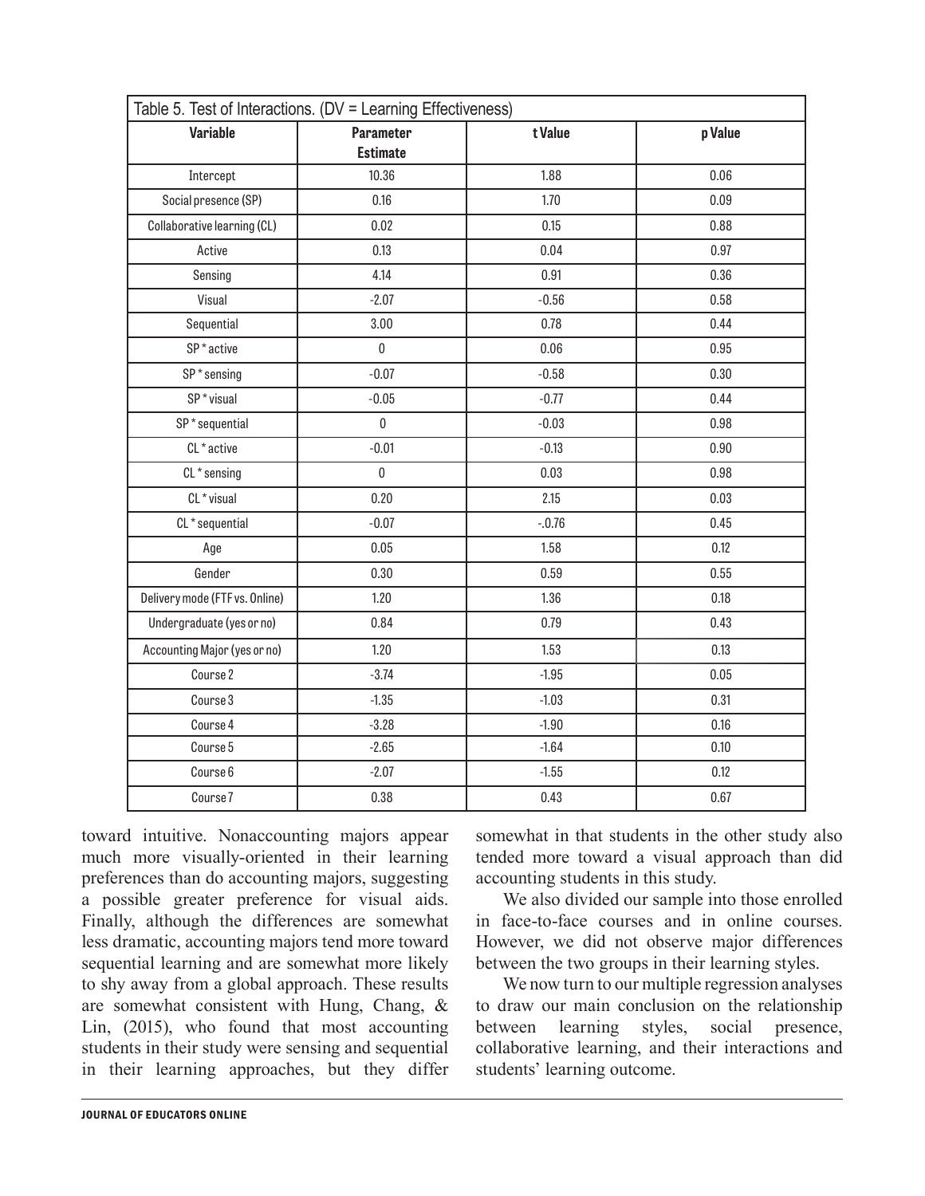Table 5. Test of Interactions. (DV = Learning Effectiveness)

| Variable | Parameter Estimate | t Value | p Value |
|---|---|---|---|
| Intercept | 10.36 | 1.88 | 0.06 |
| Social presence (SP) | 0.16 | 1.70 | 0.09 |
| Collaborative learning (CL) | 0.02 | 0.15 | 0.88 |
| Active | 0.13 | 0.04 | 0.97 |
| Sensing | 4.14 | 0.91 | 0.36 |
| Visual | -2.07 | -0.56 | 0.58 |
| Sequential | 3.00 | 0.78 | 0.44 |
| SP * active | 0 | 0.06 | 0.95 |
| SP * sensing | -0.07 | -0.58 | 0.30 |
| SP * visual | -0.05 | -0.77 | 0.44 |
| SP * sequential | 0 | -0.03 | 0.98 |
| CL * active | -0.01 | -0.13 | 0.90 |
| CL * sensing | 0 | 0.03 | 0.98 |
| CL * visual | 0.20 | 2.15 | 0.03 |
| CL * sequential | -0.07 | -.0.76 | 0.45 |
| Age | 0.05 | 1.58 | 0.12 |
| Gender | 0.30 | 0.59 | 0.55 |
| Delivery mode (FTF vs. Online) | 1.20 | 1.36 | 0.18 |
| Undergraduate (yes or no) | 0.84 | 0.79 | 0.43 |
| Accounting Major (yes or no) | 1.20 | 1.53 | 0.13 |
| Course 2 | -3.74 | -1.95 | 0.05 |
| Course 3 | -1.35 | -1.03 | 0.31 |
| Course 4 | -3.28 | -1.90 | 0.16 |
| Course 5 | -2.65 | -1.64 | 0.10 |
| Course 6 | -2.07 | -1.55 | 0.12 |
| Course 7 | 0.38 | 0.43 | 0.67 |

toward intuitive. Nonaccounting majors appear much more visually-oriented in their learning preferences than do accounting majors, suggesting a possible greater preference for visual aids. Finally, although the differences are somewhat less dramatic, accounting majors tend more toward sequential learning and are somewhat more likely to shy away from a global approach. These results are somewhat consistent with Hung, Chang, & Lin, (2015), who found that most accounting students in their study were sensing and sequential in their learning approaches, but they differ somewhat in that students in the other study also tended more toward a visual approach than did accounting students in this study.

We also divided our sample into those enrolled in face-to-face courses and in online courses. However, we did not observe major differences between the two groups in their learning styles.

We now turn to our multiple regression analyses to draw our main conclusion on the relationship between learning styles, social presence, collaborative learning, and their interactions and students' learning outcome.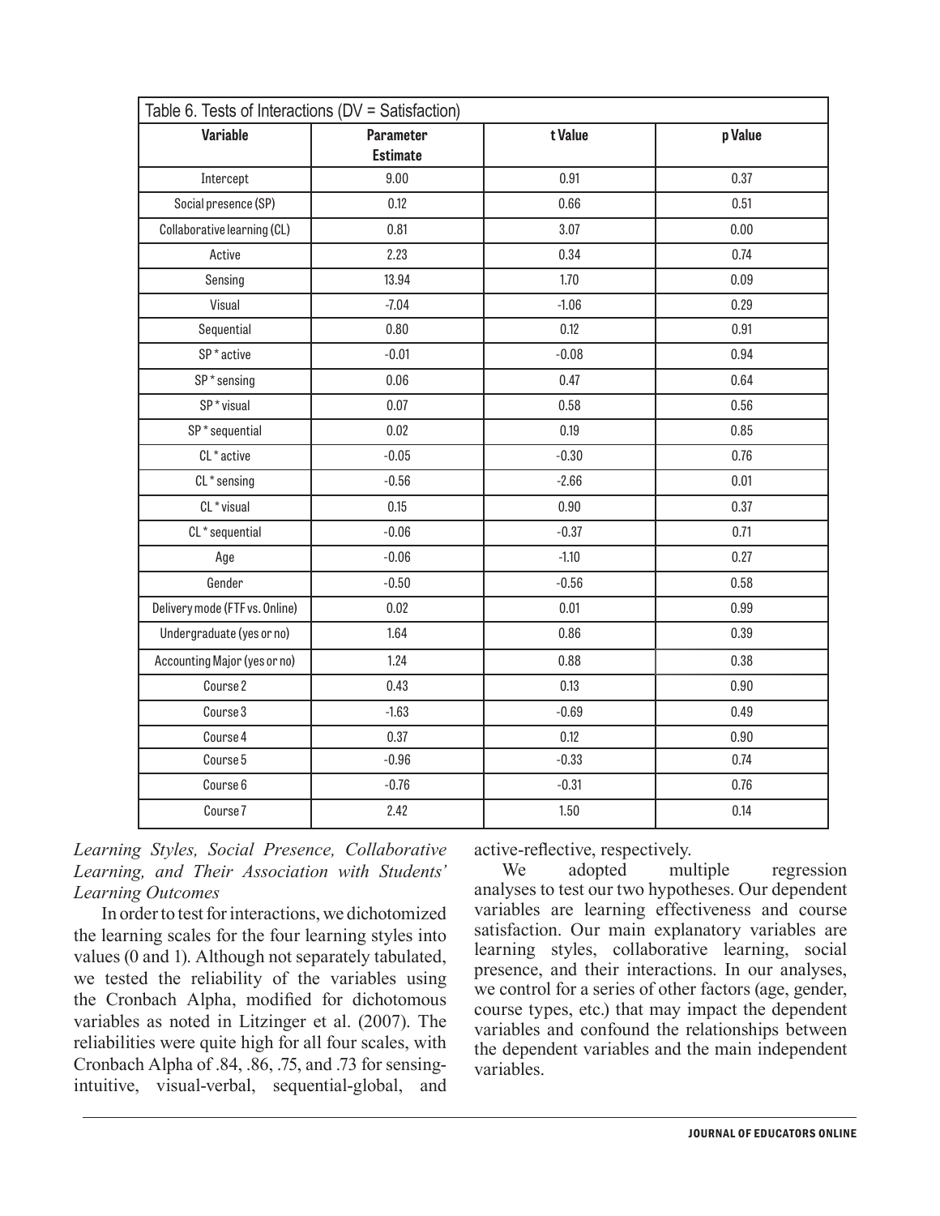| Table 6. Tests of Interactions (DV = Satisfaction) | | | |
|---|---|---|---|
| **Variable** | **Parameter Estimate** | **t Value** | **p Value** |
| Intercept | 9.00 | 0.91 | 0.37 |
| Social presence (SP) | 0.12 | 0.66 | 0.51 |
| Collaborative learning (CL) | 0.81 | 3.07 | 0.00 |
| Active | 2.23 | 0.34 | 0.74 |
| Sensing | 13.94 | 1.70 | 0.09 |
| Visual | -7.04 | -1.06 | 0.29 |
| Sequential | 0.80 | 0.12 | 0.91 |
| SP * active | -0.01 | -0.08 | 0.94 |
| SP * sensing | 0.06 | 0.47 | 0.64 |
| SP * visual | 0.07 | 0.58 | 0.56 |
| SP * sequential | 0.02 | 0.19 | 0.85 |
| CL * active | -0.05 | -0.30 | 0.76 |
| CL * sensing | -0.56 | -2.66 | 0.01 |
| CL * visual | 0.15 | 0.90 | 0.37 |
| CL * sequential | -0.06 | -0.37 | 0.71 |
| Age | -0.06 | -1.10 | 0.27 |
| Gender | -0.50 | -0.56 | 0.58 |
| Delivery mode (FTF vs. Online) | 0.02 | 0.01 | 0.99 |
| Undergraduate (yes or no) | 1.64 | 0.86 | 0.39 |
| Accounting Major (yes or no) | 1.24 | 0.88 | 0.38 |
| Course 2 | 0.43 | 0.13 | 0.90 |
| Course 3 | -1.63 | -0.69 | 0.49 |
| Course 4 | 0.37 | 0.12 | 0.90 |
| Course 5 | -0.96 | -0.33 | 0.74 |
| Course 6 | -0.76 | -0.31 | 0.76 |
| Course 7 | 2.42 | 1.50 | 0.14 |

*Learning Styles, Social Presence, Collaborative Learning, and Their Association with Students' Learning Outcomes*

In order to test for interactions, we dichotomized the learning scales for the four learning styles into values (0 and 1). Although not separately tabulated, we tested the reliability of the variables using the Cronbach Alpha, modified for dichotomous variables as noted in Litzinger et al. (2007). The reliabilities were quite high for all four scales, with Cronbach Alpha of .84, .86, .75, and .73 for sensing-intuitive, visual-verbal, sequential-global, and active-reflective, respectively.

We adopted multiple regression analyses to test our two hypotheses. Our dependent variables are learning effectiveness and course satisfaction. Our main explanatory variables are learning styles, collaborative learning, social presence, and their interactions. In our analyses, we control for a series of other factors (age, gender, course types, etc.) that may impact the dependent variables and confound the relationships between the dependent variables and the main independent variables.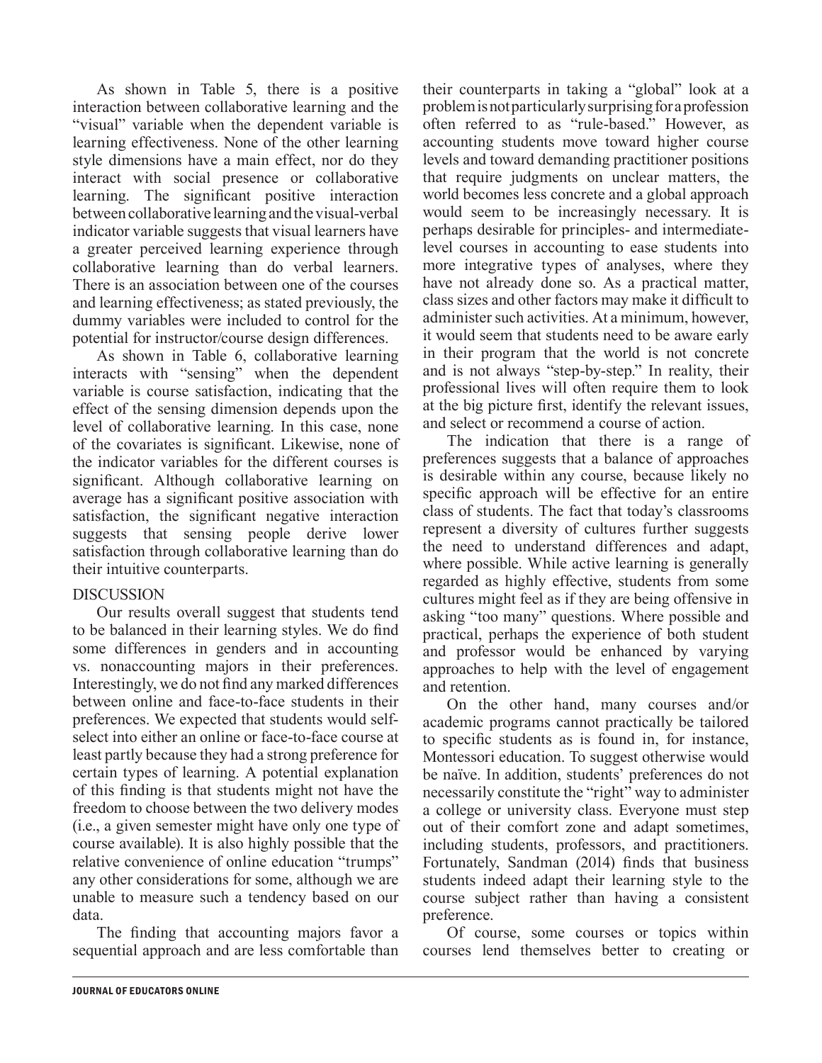As shown in Table 5, there is a positive interaction between collaborative learning and the "visual" variable when the dependent variable is learning effectiveness. None of the other learning style dimensions have a main effect, nor do they interact with social presence or collaborative learning. The significant positive interaction between collaborative learning and the visual-verbal indicator variable suggests that visual learners have a greater perceived learning experience through collaborative learning than do verbal learners. There is an association between one of the courses and learning effectiveness; as stated previously, the dummy variables were included to control for the potential for instructor/course design differences.

As shown in Table 6, collaborative learning interacts with "sensing" when the dependent variable is course satisfaction, indicating that the effect of the sensing dimension depends upon the level of collaborative learning. In this case, none of the covariates is significant. Likewise, none of the indicator variables for the different courses is significant. Although collaborative learning on average has a significant positive association with satisfaction, the significant negative interaction suggests that sensing people derive lower satisfaction through collaborative learning than do their intuitive counterparts.

## DISCUSSION

Our results overall suggest that students tend to be balanced in their learning styles. We do find some differences in genders and in accounting vs. nonaccounting majors in their preferences. Interestingly, we do not find any marked differences between online and face-to-face students in their preferences. We expected that students would self-select into either an online or face-to-face course at least partly because they had a strong preference for certain types of learning. A potential explanation of this finding is that students might not have the freedom to choose between the two delivery modes (i.e., a given semester might have only one type of course available). It is also highly possible that the relative convenience of online education "trumps" any other considerations for some, although we are unable to measure such a tendency based on our data.

The finding that accounting majors favor a sequential approach and are less comfortable than their counterparts in taking a "global" look at a problem is not particularly surprising for a profession often referred to as "rule-based." However, as accounting students move toward higher course levels and toward demanding practitioner positions that require judgments on unclear matters, the world becomes less concrete and a global approach would seem to be increasingly necessary. It is perhaps desirable for principles- and intermediate-level courses in accounting to ease students into more integrative types of analyses, where they have not already done so. As a practical matter, class sizes and other factors may make it difficult to administer such activities. At a minimum, however, it would seem that students need to be aware early in their program that the world is not concrete and is not always "step-by-step." In reality, their professional lives will often require them to look at the big picture first, identify the relevant issues, and select or recommend a course of action.

The indication that there is a range of preferences suggests that a balance of approaches is desirable within any course, because likely no specific approach will be effective for an entire class of students. The fact that today's classrooms represent a diversity of cultures further suggests the need to understand differences and adapt, where possible. While active learning is generally regarded as highly effective, students from some cultures might feel as if they are being offensive in asking "too many" questions. Where possible and practical, perhaps the experience of both student and professor would be enhanced by varying approaches to help with the level of engagement and retention.

On the other hand, many courses and/or academic programs cannot practically be tailored to specific students as is found in, for instance, Montessori education. To suggest otherwise would be naïve. In addition, students' preferences do not necessarily constitute the "right" way to administer a college or university class. Everyone must step out of their comfort zone and adapt sometimes, including students, professors, and practitioners. Fortunately, Sandman (2014) finds that business students indeed adapt their learning style to the course subject rather than having a consistent preference.

Of course, some courses or topics within courses lend themselves better to creating or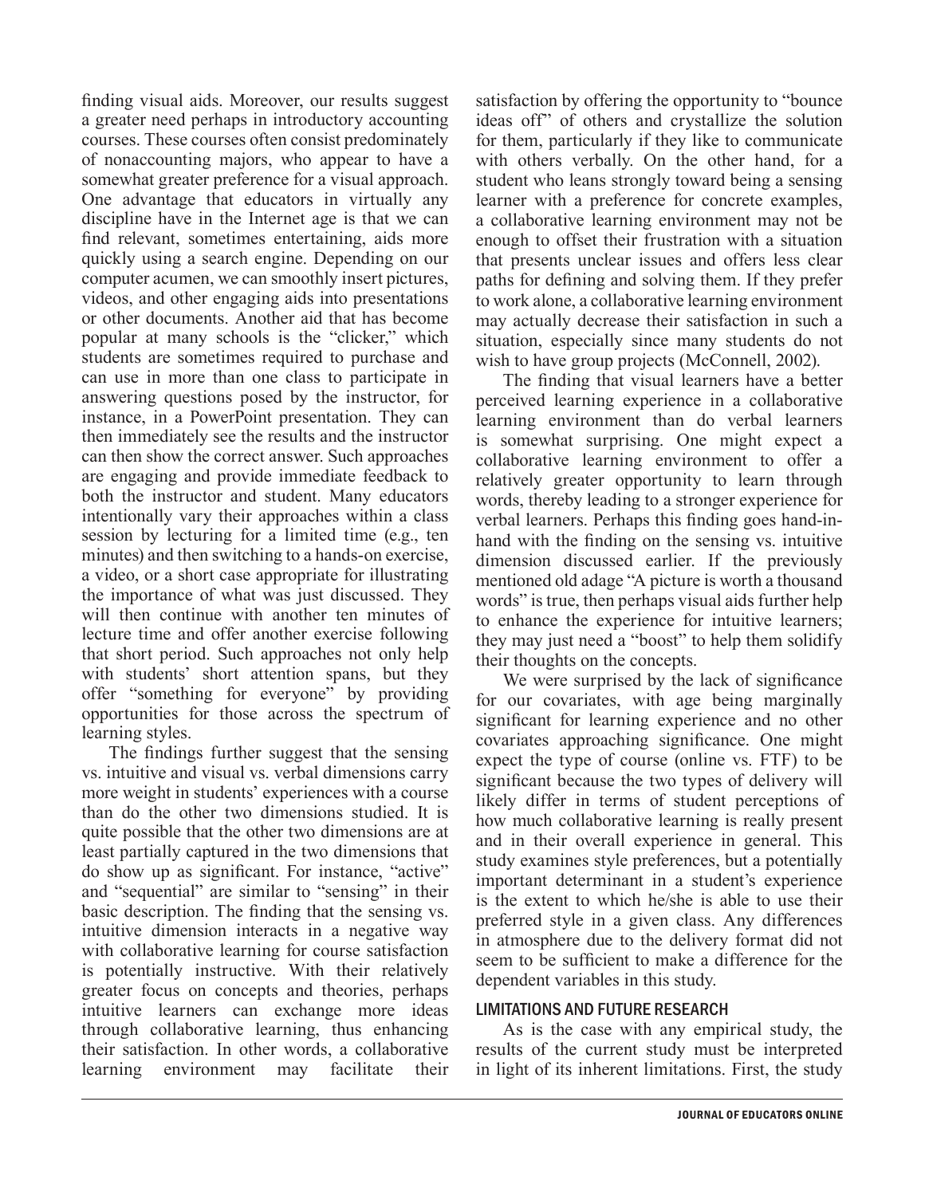finding visual aids. Moreover, our results suggest a greater need perhaps in introductory accounting courses. These courses often consist predominately of nonaccounting majors, who appear to have a somewhat greater preference for a visual approach. One advantage that educators in virtually any discipline have in the Internet age is that we can find relevant, sometimes entertaining, aids more quickly using a search engine. Depending on our computer acumen, we can smoothly insert pictures, videos, and other engaging aids into presentations or other documents. Another aid that has become popular at many schools is the "clicker," which students are sometimes required to purchase and can use in more than one class to participate in answering questions posed by the instructor, for instance, in a PowerPoint presentation. They can then immediately see the results and the instructor can then show the correct answer. Such approaches are engaging and provide immediate feedback to both the instructor and student. Many educators intentionally vary their approaches within a class session by lecturing for a limited time (e.g., ten minutes) and then switching to a hands-on exercise, a video, or a short case appropriate for illustrating the importance of what was just discussed. They will then continue with another ten minutes of lecture time and offer another exercise following that short period. Such approaches not only help with students' short attention spans, but they offer "something for everyone" by providing opportunities for those across the spectrum of learning styles.

The findings further suggest that the sensing vs. intuitive and visual vs. verbal dimensions carry more weight in students' experiences with a course than do the other two dimensions studied. It is quite possible that the other two dimensions are at least partially captured in the two dimensions that do show up as significant. For instance, "active" and "sequential" are similar to "sensing" in their basic description. The finding that the sensing vs. intuitive dimension interacts in a negative way with collaborative learning for course satisfaction is potentially instructive. With their relatively greater focus on concepts and theories, perhaps intuitive learners can exchange more ideas through collaborative learning, thus enhancing their satisfaction. In other words, a collaborative learning environment may facilitate their satisfaction by offering the opportunity to "bounce ideas off" of others and crystallize the solution for them, particularly if they like to communicate with others verbally. On the other hand, for a student who leans strongly toward being a sensing learner with a preference for concrete examples, a collaborative learning environment may not be enough to offset their frustration with a situation that presents unclear issues and offers less clear paths for defining and solving them. If they prefer to work alone, a collaborative learning environment may actually decrease their satisfaction in such a situation, especially since many students do not wish to have group projects (McConnell, 2002).

The finding that visual learners have a better perceived learning experience in a collaborative learning environment than do verbal learners is somewhat surprising. One might expect a collaborative learning environment to offer a relatively greater opportunity to learn through words, thereby leading to a stronger experience for verbal learners. Perhaps this finding goes hand-in-hand with the finding on the sensing vs. intuitive dimension discussed earlier. If the previously mentioned old adage "A picture is worth a thousand words" is true, then perhaps visual aids further help to enhance the experience for intuitive learners; they may just need a "boost" to help them solidify their thoughts on the concepts.

We were surprised by the lack of significance for our covariates, with age being marginally significant for learning experience and no other covariates approaching significance. One might expect the type of course (online vs. FTF) to be significant because the two types of delivery will likely differ in terms of student perceptions of how much collaborative learning is really present and in their overall experience in general. This study examines style preferences, but a potentially important determinant in a student's experience is the extent to which he/she is able to use their preferred style in a given class. Any differences in atmosphere due to the delivery format did not seem to be sufficient to make a difference for the dependent variables in this study.

## LIMITATIONS AND FUTURE RESEARCH

As is the case with any empirical study, the results of the current study must be interpreted in light of its inherent limitations. First, the study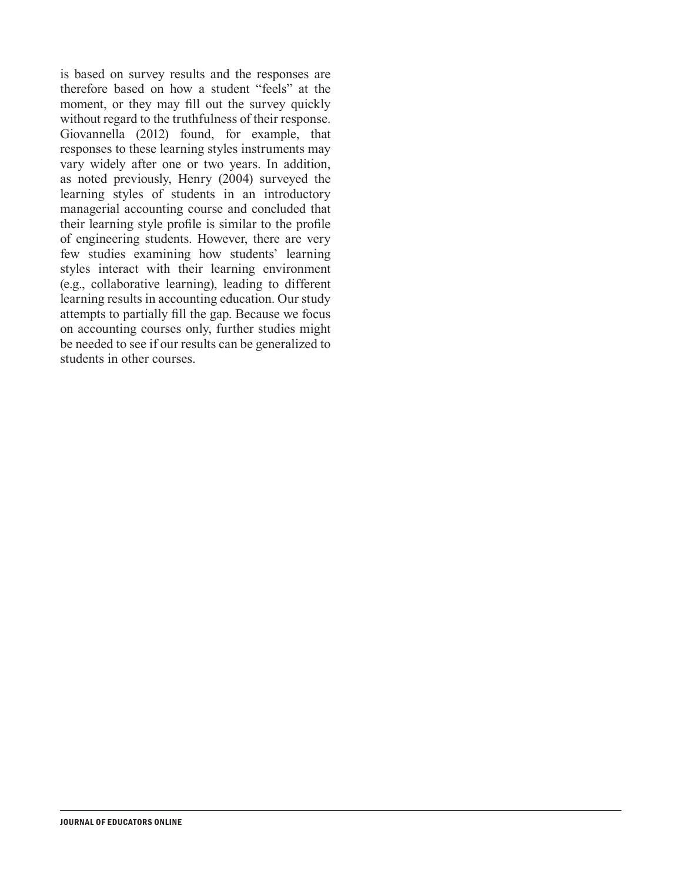is based on survey results and the responses are therefore based on how a student "feels" at the moment, or they may fill out the survey quickly without regard to the truthfulness of their response. Giovannella (2012) found, for example, that responses to these learning styles instruments may vary widely after one or two years. In addition, as noted previously, Henry (2004) surveyed the learning styles of students in an introductory managerial accounting course and concluded that their learning style profile is similar to the profile of engineering students. However, there are very few studies examining how students' learning styles interact with their learning environment (e.g., collaborative learning), leading to different learning results in accounting education. Our study attempts to partially fill the gap. Because we focus on accounting courses only, further studies might be needed to see if our results can be generalized to students in other courses.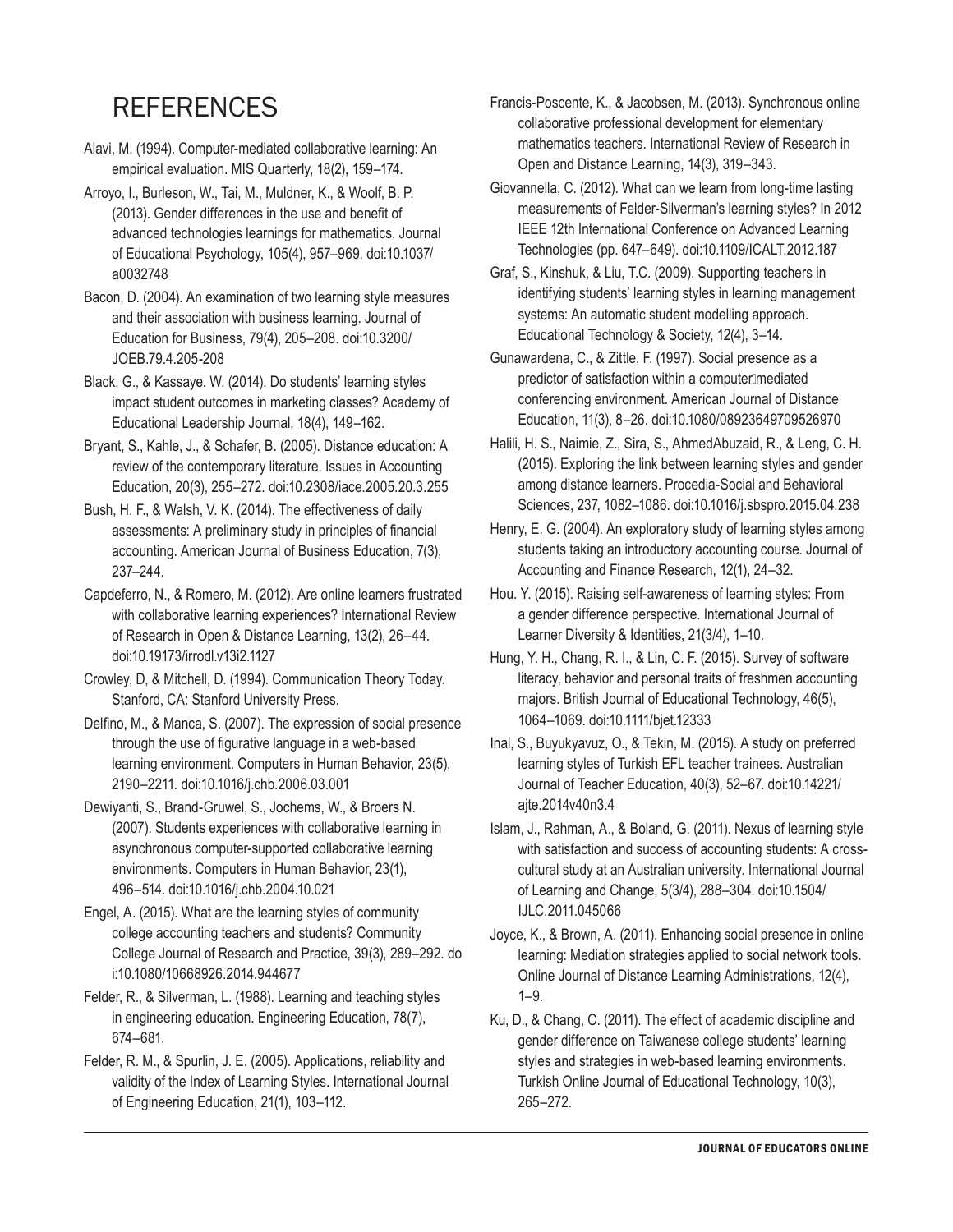# REFERENCES

Alavi, M. (1994). Computer-mediated collaborative learning: An empirical evaluation. MIS Quarterly, 18(2), 159–174.

Arroyo, I., Burleson, W., Tai, M., Muldner, K., & Woolf, B. P. (2013). Gender differences in the use and benefit of advanced technologies learnings for mathematics. Journal of Educational Psychology, 105(4), 957–969. doi:10.1037/a0032748

Bacon, D. (2004). An examination of two learning style measures and their association with business learning. Journal of Education for Business, 79(4), 205–208. doi:10.3200/JOEB.79.4.205-208

Black, G., & Kassaye. W. (2014). Do students' learning styles impact student outcomes in marketing classes? Academy of Educational Leadership Journal, 18(4), 149–162.

Bryant, S., Kahle, J., & Schafer, B. (2005). Distance education: A review of the contemporary literature. Issues in Accounting Education, 20(3), 255–272. doi:10.2308/iace.2005.20.3.255

Bush, H. F., & Walsh, V. K. (2014). The effectiveness of daily assessments: A preliminary study in principles of financial accounting. American Journal of Business Education, 7(3), 237–244.

Capdeferro, N., & Romero, M. (2012). Are online learners frustrated with collaborative learning experiences? International Review of Research in Open & Distance Learning, 13(2), 26–44. doi:10.19173/irrodl.v13i2.1127

Crowley, D, & Mitchell, D. (1994). Communication Theory Today. Stanford, CA: Stanford University Press.

Delfino, M., & Manca, S. (2007). The expression of social presence through the use of figurative language in a web-based learning environment. Computers in Human Behavior, 23(5), 2190–2211. doi:10.1016/j.chb.2006.03.001

Dewiyanti, S., Brand-Gruwel, S., Jochems, W., & Broers N. (2007). Students experiences with collaborative learning in asynchronous computer-supported collaborative learning environments. Computers in Human Behavior, 23(1), 496–514. doi:10.1016/j.chb.2004.10.021

Engel, A. (2015). What are the learning styles of community college accounting teachers and students? Community College Journal of Research and Practice, 39(3), 289–292. doi:10.1080/10668926.2014.944677

Felder, R., & Silverman, L. (1988). Learning and teaching styles in engineering education. Engineering Education, 78(7), 674–681.

Felder, R. M., & Spurlin, J. E. (2005). Applications, reliability and validity of the Index of Learning Styles. International Journal of Engineering Education, 21(1), 103–112.

Francis-Poscente, K., & Jacobsen, M. (2013). Synchronous online collaborative professional development for elementary mathematics teachers. International Review of Research in Open and Distance Learning, 14(3), 319–343.

Giovannella, C. (2012). What can we learn from long-time lasting measurements of Felder-Silverman's learning styles? In 2012 IEEE 12th International Conference on Advanced Learning Technologies (pp. 647–649). doi:10.1109/ICALT.2012.187

Graf, S., Kinshuk, & Liu, T.C. (2009). Supporting teachers in identifying students' learning styles in learning management systems: An automatic student modelling approach. Educational Technology & Society, 12(4), 3–14.

Gunawardena, C., & Zittle, F. (1997). Social presence as a predictor of satisfaction within a computer‐mediated conferencing environment. American Journal of Distance Education, 11(3), 8–26. doi:10.1080/08923649709526970

Halili, H. S., Naimie, Z., Sira, S., AhmedAbuzaid, R., & Leng, C. H. (2015). Exploring the link between learning styles and gender among distance learners. Procedia-Social and Behavioral Sciences, 237, 1082–1086. doi:10.1016/j.sbspro.2015.04.238

Henry, E. G. (2004). An exploratory study of learning styles among students taking an introductory accounting course. Journal of Accounting and Finance Research, 12(1), 24–32.

Hou. Y. (2015). Raising self-awareness of learning styles: From a gender difference perspective. International Journal of Learner Diversity & Identities, 21(3/4), 1–10.

Hung, Y. H., Chang, R. I., & Lin, C. F. (2015). Survey of software literacy, behavior and personal traits of freshmen accounting majors. British Journal of Educational Technology, 46(5), 1064–1069. doi:10.1111/bjet.12333

Inal, S., Buyukyavuz, O., & Tekin, M. (2015). A study on preferred learning styles of Turkish EFL teacher trainees. Australian Journal of Teacher Education, 40(3), 52–67. doi:10.14221/ajte.2014v40n3.4

Islam, J., Rahman, A., & Boland, G. (2011). Nexus of learning style with satisfaction and success of accounting students: A cross-cultural study at an Australian university. International Journal of Learning and Change, 5(3/4), 288–304. doi:10.1504/IJLC.2011.045066

Joyce, K., & Brown, A. (2011). Enhancing social presence in online learning: Mediation strategies applied to social network tools. Online Journal of Distance Learning Administrations, 12(4), 1–9.

Ku, D., & Chang, C. (2011). The effect of academic discipline and gender difference on Taiwanese college students' learning styles and strategies in web-based learning environments. Turkish Online Journal of Educational Technology, 10(3), 265–272.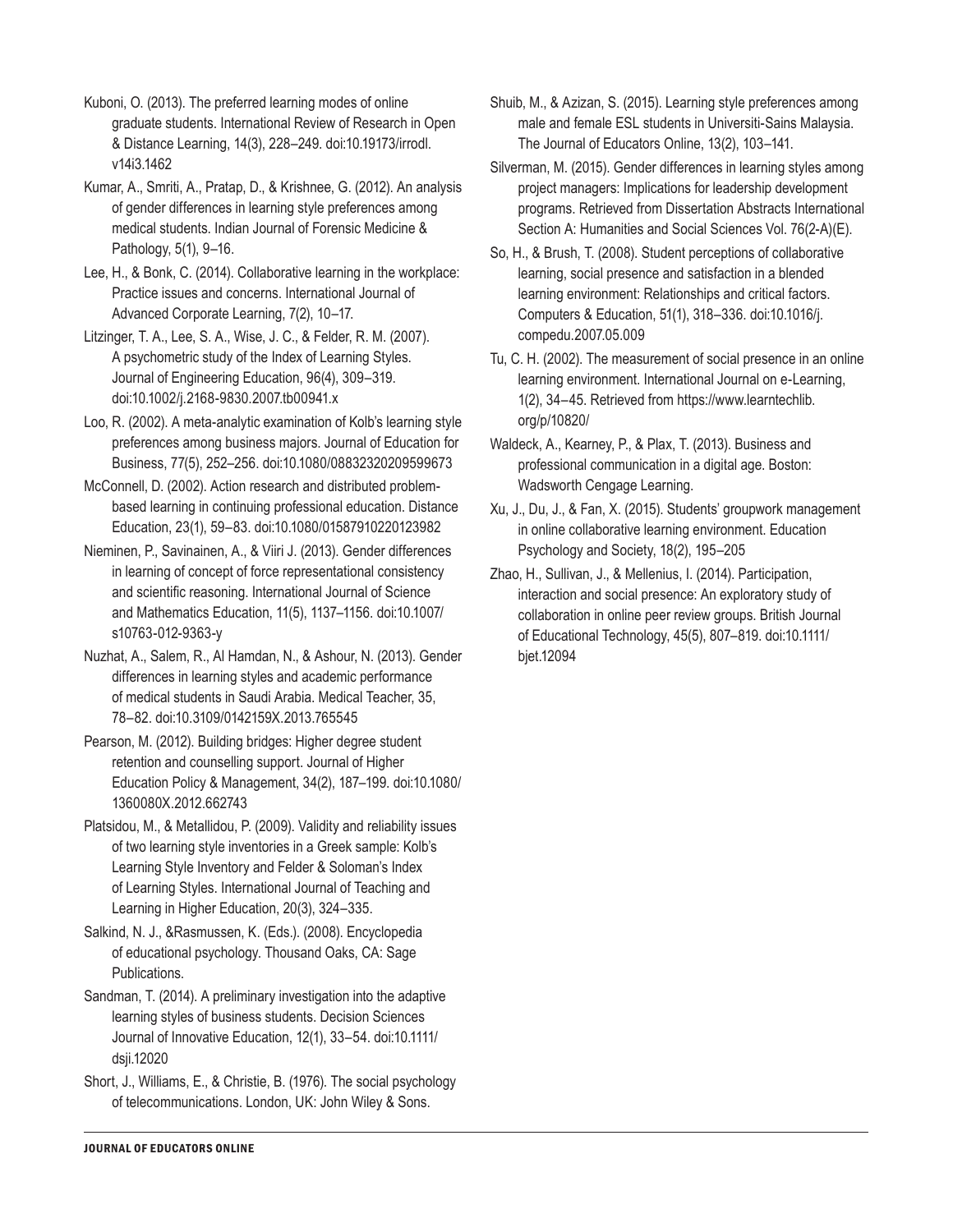Kuboni, O. (2013). The preferred learning modes of online graduate students. International Review of Research in Open & Distance Learning, 14(3), 228–249. doi:10.19173/irrodl.v14i3.1462

Kumar, A., Smriti, A., Pratap, D., & Krishnee, G. (2012). An analysis of gender differences in learning style preferences among medical students. Indian Journal of Forensic Medicine & Pathology, 5(1), 9–16.

Lee, H., & Bonk, C. (2014). Collaborative learning in the workplace: Practice issues and concerns. International Journal of Advanced Corporate Learning, 7(2), 10–17.

Litzinger, T. A., Lee, S. A., Wise, J. C., & Felder, R. M. (2007). A psychometric study of the Index of Learning Styles. Journal of Engineering Education, 96(4), 309–319. doi:10.1002/j.2168-9830.2007.tb00941.x

Loo, R. (2002). A meta-analytic examination of Kolb's learning style preferences among business majors. Journal of Education for Business, 77(5), 252–256. doi:10.1080/08832320209599673

McConnell, D. (2002). Action research and distributed problem-based learning in continuing professional education. Distance Education, 23(1), 59–83. doi:10.1080/01587910220123982

Nieminen, P., Savinainen, A., & Viiri J. (2013). Gender differences in learning of concept of force representational consistency and scientific reasoning. International Journal of Science and Mathematics Education, 11(5), 1137–1156. doi:10.1007/s10763-012-9363-y

Nuzhat, A., Salem, R., Al Hamdan, N., & Ashour, N. (2013). Gender differences in learning styles and academic performance of medical students in Saudi Arabia. Medical Teacher, 35, 78–82. doi:10.3109/0142159X.2013.765545

Pearson, M. (2012). Building bridges: Higher degree student retention and counselling support. Journal of Higher Education Policy & Management, 34(2), 187–199. doi:10.1080/1360080X.2012.662743

Platsidou, M., & Metallidou, P. (2009). Validity and reliability issues of two learning style inventories in a Greek sample: Kolb's Learning Style Inventory and Felder & Soloman's Index of Learning Styles. International Journal of Teaching and Learning in Higher Education, 20(3), 324–335.

Salkind, N. J., &Rasmussen, K. (Eds.). (2008). Encyclopedia of educational psychology. Thousand Oaks, CA: Sage Publications.

Sandman, T. (2014). A preliminary investigation into the adaptive learning styles of business students. Decision Sciences Journal of Innovative Education, 12(1), 33–54. doi:10.1111/dsji.12020

Short, J., Williams, E., & Christie, B. (1976). The social psychology of telecommunications. London, UK: John Wiley & Sons.

Shuib, M., & Azizan, S. (2015). Learning style preferences among male and female ESL students in Universiti-Sains Malaysia. The Journal of Educators Online, 13(2), 103–141.

Silverman, M. (2015). Gender differences in learning styles among project managers: Implications for leadership development programs. Retrieved from Dissertation Abstracts International Section A: Humanities and Social Sciences Vol. 76(2-A)(E).

So, H., & Brush, T. (2008). Student perceptions of collaborative learning, social presence and satisfaction in a blended learning environment: Relationships and critical factors. Computers & Education, 51(1), 318–336. doi:10.1016/j.compedu.2007.05.009

Tu, C. H. (2002). The measurement of social presence in an online learning environment. International Journal on e-Learning, 1(2), 34–45. Retrieved from https://www.learntechlib.org/p/10820/

Waldeck, A., Kearney, P., & Plax, T. (2013). Business and professional communication in a digital age. Boston: Wadsworth Cengage Learning.

Xu, J., Du, J., & Fan, X. (2015). Students' groupwork management in online collaborative learning environment. Education Psychology and Society, 18(2), 195–205

Zhao, H., Sullivan, J., & Mellenius, I. (2014). Participation, interaction and social presence: An exploratory study of collaboration in online peer review groups. British Journal of Educational Technology, 45(5), 807–819. doi:10.1111/bjet.12094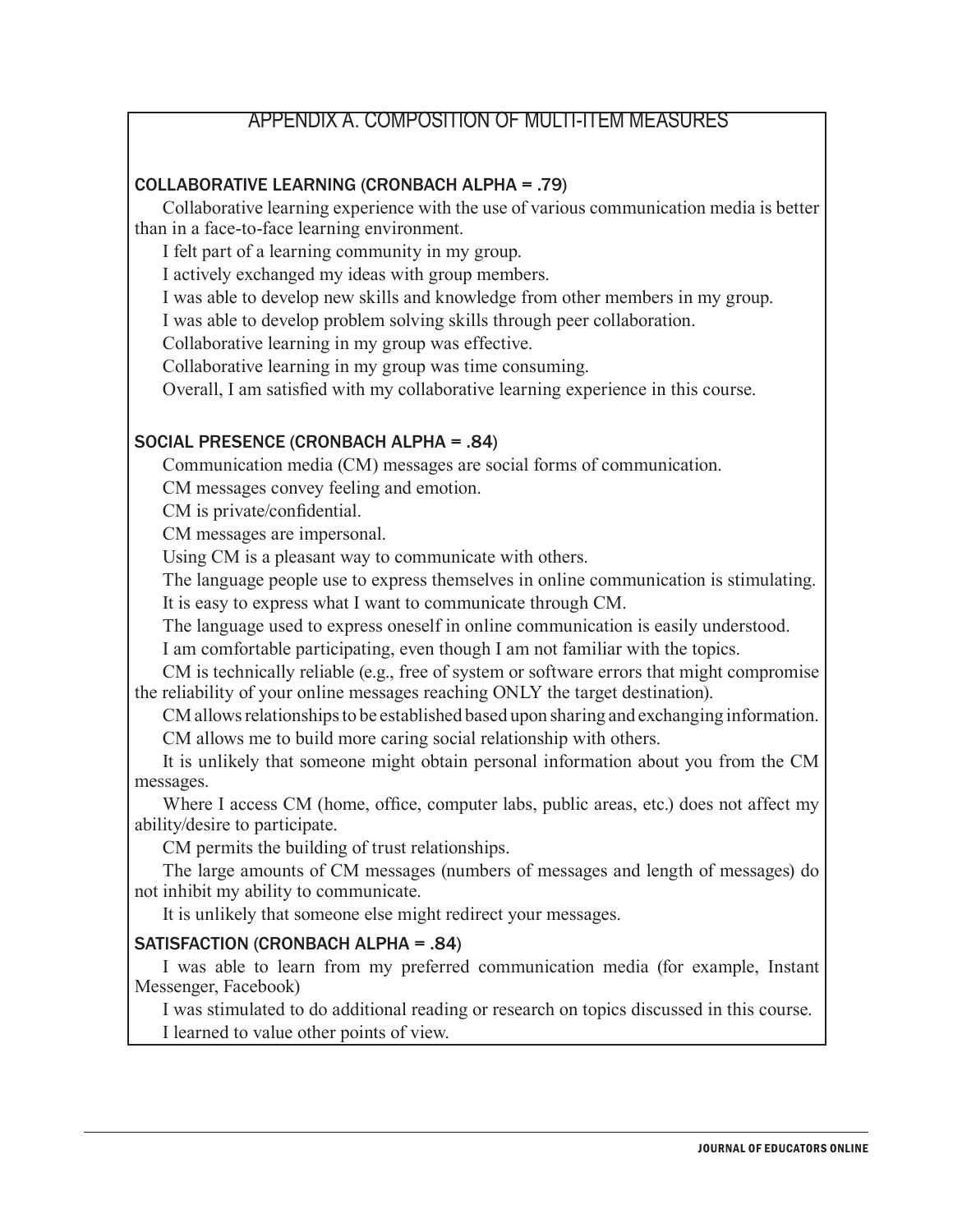## APPENDIX A. COMPOSITION OF MULTI-ITEM MEASURES

### COLLABORATIVE LEARNING (CRONBACH ALPHA = .79)

Collaborative learning experience with the use of various communication media is better than in a face-to-face learning environment.

I felt part of a learning community in my group.

I actively exchanged my ideas with group members.

I was able to develop new skills and knowledge from other members in my group.

I was able to develop problem solving skills through peer collaboration.

Collaborative learning in my group was effective.

Collaborative learning in my group was time consuming.

Overall, I am satisfied with my collaborative learning experience in this course.

### SOCIAL PRESENCE (CRONBACH ALPHA = .84)

Communication media (CM) messages are social forms of communication.

CM messages convey feeling and emotion.

CM is private/confidential.

CM messages are impersonal.

Using CM is a pleasant way to communicate with others.

The language people use to express themselves in online communication is stimulating.

It is easy to express what I want to communicate through CM.

The language used to express oneself in online communication is easily understood.

I am comfortable participating, even though I am not familiar with the topics.

CM is technically reliable (e.g., free of system or software errors that might compromise the reliability of your online messages reaching ONLY the target destination).

CM allows relationships to be established based upon sharing and exchanging information.

CM allows me to build more caring social relationship with others.

It is unlikely that someone might obtain personal information about you from the CM messages.

Where I access CM (home, office, computer labs, public areas, etc.) does not affect my ability/desire to participate.

CM permits the building of trust relationships.

The large amounts of CM messages (numbers of messages and length of messages) do not inhibit my ability to communicate.

It is unlikely that someone else might redirect your messages.

### SATISFACTION (CRONBACH ALPHA = .84)

I was able to learn from my preferred communication media (for example, Instant Messenger, Facebook)

I was stimulated to do additional reading or research on topics discussed in this course.

I learned to value other points of view.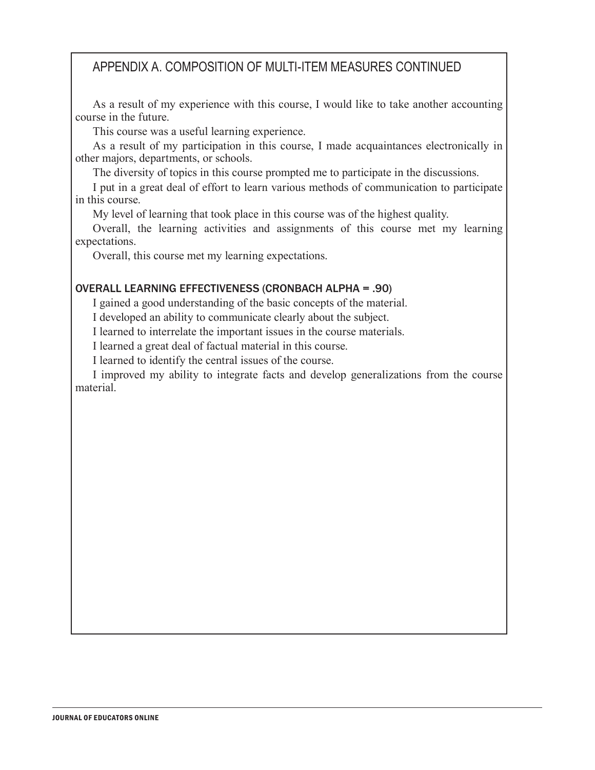## APPENDIX A. COMPOSITION OF MULTI-ITEM MEASURES CONTINUED

As a result of my experience with this course, I would like to take another accounting course in the future.

This course was a useful learning experience.

As a result of my participation in this course, I made acquaintances electronically in other majors, departments, or schools.

The diversity of topics in this course prompted me to participate in the discussions.

I put in a great deal of effort to learn various methods of communication to participate in this course.

My level of learning that took place in this course was of the highest quality.

Overall, the learning activities and assignments of this course met my learning expectations.

Overall, this course met my learning expectations.

### OVERALL LEARNING EFFECTIVENESS (CRONBACH ALPHA = .90)

I gained a good understanding of the basic concepts of the material.

I developed an ability to communicate clearly about the subject.

I learned to interrelate the important issues in the course materials.

I learned a great deal of factual material in this course.

I learned to identify the central issues of the course.

I improved my ability to integrate facts and develop generalizations from the course material.